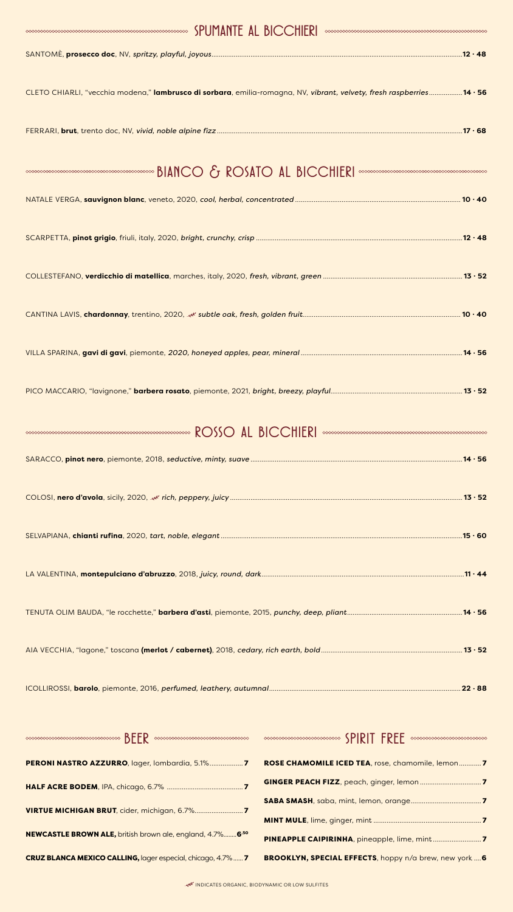## SPUMANTE AL BICCHIERI

SANTOMÈ, **prosecco doc**, NV, *spritzy, playful, joyous* ........ **12 · 48**

CLETO CHIARLI, "vecchia modena," **lambrusco di sorbara**, emilia-romagna, NV, *vibrant, velvety, fresh raspberries* ........ **14 · 56**

FERRARI, **brut**, trento doc, NV, *vivid, noble alpine fizz* ........ **17 · 68**

## BIANCO & ROSATO AL BICCHIERI

NATALE VERGA, **sauvignon blanc**, veneto, 2020, *cool, herbal, concentrated* ........ **10 · 40**

SCARPETTA, **pinot grigio**, friuli, italy, 2020, *bright, crunchy, crisp* ........ **12 · 48**

COLLESTEFANO, **verdicchio di matellica**, marches, italy, 2020, *fresh, vibrant, green* ........ **13 · 52**

CANTINA LAVIS, **chardonnay**, trentino, 2020, *subtle oak, fresh, golden fruit* ........ **10 · 40**

VILLA SPARINA, **gavi di gavi**, piemonte, *2020, honeyed apples, pear, mineral* ........ **14 · 56**

PICO MACCARIO, "lavignone," **barbera rosato**, piemonte, 2021, *bright, breezy, playful* ........ **13 · 52**

## ROSSO AL BICCHIERI

SARACCO, **pinot nero**, piemonte, 2018, *seductive, minty, suave* ........ **14 · 56**

COLOSI, **nero d'avola**, sicily, 2020, *rich, peppery, juicy* ........ **13 · 52**

SELVAPIANA, **chianti rufina**, 2020, *tart, noble, elegant* ........ **15 · 60**

LA VALENTINA, **montepulciano d'abruzzo**, 2018, *juicy, round, dark* ........ **11 · 44**

TENUTA OLIM BAUDA, "le rocchette," **barbera d'asti**, piemonte, 2015, *punchy, deep, pliant* ........ **14 · 56**

AIA VECCHIA, "lagone," toscana **(merlot / cabernet)**, 2018, *cedary, rich earth, bold* ........ **13 · 52**

ICOLLIROSSI, **barolo**, piemonte, 2016, *perfumed, leathery, autumnal* ........ **22 · 88**

## BEER

**PERONI NASTRO AZZURRO**, lager, lombardia, 5.1% ........ **7**

**HALF ACRE BODEM**, IPA, chicago, 6.7% ........ **7**

**VIRTUE MICHIGAN BRUT**, cider, michigan, 6.7% ........ **7**

**NEWCASTLE BROWN ALE,** british brown ale, england, 4.7% ........ **6.50**

**CRUZ BLANCA MEXICO CALLING,** lager especial, chicago, 4.7% ........ **7**

## SPIRIT FREE

**ROSE CHAMOMILE ICED TEA**, rose, chamomile, lemon ........ **7**

**GINGER PEACH FIZZ**, peach, ginger, lemon ........ **7**

**SABA SMASH**, saba, mint, lemon, orange ........ **7**

**MINT MULE**, lime, ginger, mint ........ **7**

**PINEAPPLE CAIPIRINHA**, pineapple, lime, mint ........ **7**

**BROOKLYN, SPECIAL EFFECTS**, hoppy n/a brew, new york ........ **6**

INDICATES ORGANIC, BIODYNAMIC OR LOW SULFITES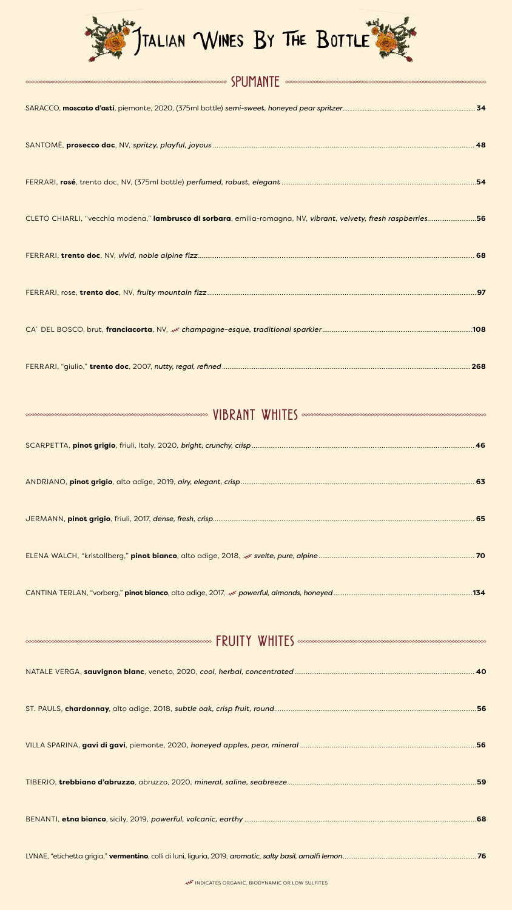# Italian Wines By The Bottle

## SPUMANTE

SARACCO, **moscato d'asti**, piemonte, 2020, (375ml bottle) *semi-sweet, honeyed pear spritzer* .......... **34**

SANTOMÈ, **prosecco doc**, NV, *spritzy, playful, joyous* .......... **48**

FERRARI, **rosé**, trento doc, NV, (375ml bottle) *perfumed, robust, elegant* .......... **54**

CLETO CHIARLI, "vecchia modena," **lambrusco di sorbara**, emilia-romagna, NV, *vibrant, velvety, fresh raspberries* .......... **56**

FERRARI, **trento doc**, NV, *vivid, noble alpine fizz* .......... **68**

FERRARI, rose, **trento doc**, NV, *fruity mountain fizz* .......... **97**

CA' DEL BOSCO, brut, **franciacorta**, NV, *champagne-esque, traditional sparkler* .......... **108**

FERRARI, "giulio," **trento doc**, 2007, *nutty, regal, refined* .......... **268**

## VIBRANT WHITES

SCARPETTA, **pinot grigio**, friuli, Italy, 2020, *bright, crunchy, crisp* .......... **46**

ANDRIANO, **pinot grigio**, alto adige, 2019, *airy, elegant, crisp* .......... **63**

JERMANN, **pinot grigio**, friuli, 2017, *dense, fresh, crisp* .......... **65**

ELENA WALCH, "kristallberg," **pinot bianco**, alto adige, 2018, *svelte, pure, alpine* .......... **70**

CANTINA TERLAN, "vorberg," **pinot bianco**, alto adige, 2017, *powerful, almonds, honeyed* .......... **134**

## FRUITY WHITES

NATALE VERGA, **sauvignon blanc**, veneto, 2020, *cool, herbal, concentrated* .......... **40**

ST. PAULS, **chardonnay**, alto adige, 2018, *subtle oak, crisp fruit, round* .......... **56**

VILLA SPARINA, **gavi di gavi**, piemonte, 2020, *honeyed apples, pear, mineral* .......... **56**

TIBERIO, **trebbiano d'abruzzo**, abruzzo, 2020, *mineral, saline, seabreeze* .......... **59**

BENANTI, **etna bianco**, sicily, 2019, *powerful, volcanic, earthy* .......... **68**

LVNAE, "etichetta grigia," **vermentino**, colli di luni, liguria, 2019, *aromatic, salty basil, amalfi lemon* .......... **76**

INDICATES ORGANIC, BIODYNAMIC OR LOW SULFITES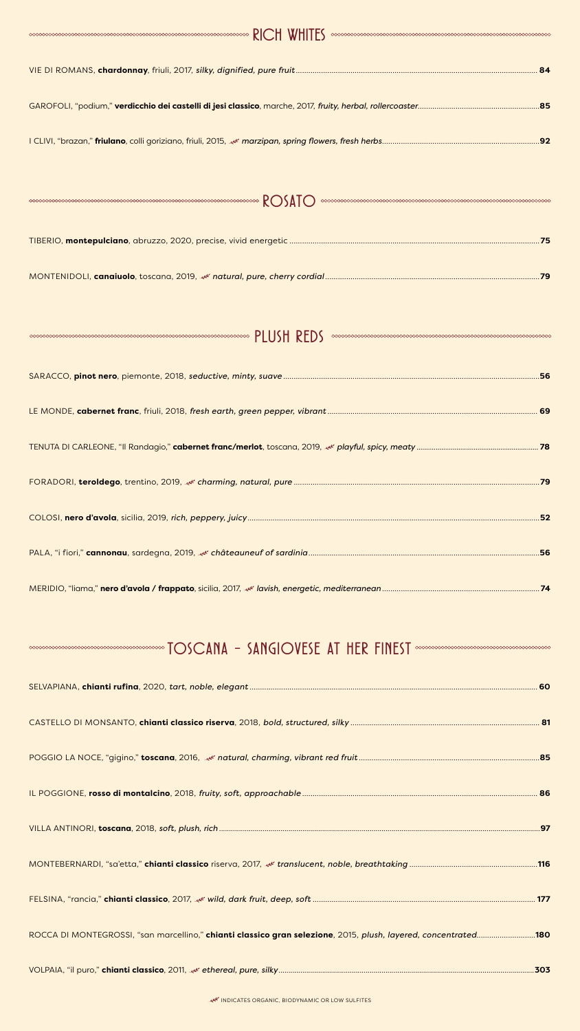## RICH WHITES

VIE DI ROMANS, **chardonnay**, friuli, 2017, *silky, dignified, pure fruit* .......... 84

GAROFOLI, "podium," **verdicchio dei castelli di jesi classico**, marche, 2017, *fruity, herbal, rollercoaster* .......... 85

I CLIVI, "brazan," **friulano**, colli goriziano, friuli, 2015, ❦ *marzipan, spring flowers, fresh herbs* .......... 92

## ROSATO

TIBERIO, **montepulciano**, abruzzo, 2020, precise, vivid energetic .......... 75

MONTENIDOLI, **canaiuolo**, toscana, 2019, ❦ *natural, pure, cherry cordial* .......... 79

## PLUSH REDS

SARACCO, **pinot nero**, piemonte, 2018, *seductive, minty, suave* .......... 56

LE MONDE, **cabernet franc**, friuli, 2018, *fresh earth, green pepper, vibrant* .......... 69

TENUTA DI CARLEONE, "Il Randagio," **cabernet franc/merlot**, toscana, 2019, ❦ *playful, spicy, meaty* .......... 78

FORADORI, **teroldego**, trentino, 2019, ❦ *charming, natural, pure* .......... 79

COLOSI, **nero d'avola**, sicilia, 2019, *rich, peppery, juicy* .......... 52

PALA, "i fiori," **cannonau**, sardegna, 2019, ❦ *châteauneuf of sardinia* .......... 56

MERIDIO, "liama," **nero d'avola / frappato**, sicilia, 2017, ❦ *lavish, energetic, mediterranean* .......... 74

## TOSCANA – SANGIOVESE AT HER FINEST

SELVAPIANA, **chianti rufina**, 2020, *tart, noble, elegant* .......... 60

CASTELLO DI MONSANTO, **chianti classico riserva**, 2018, *bold, structured, silky* .......... 81

POGGIO LA NOCE, "gigino," **toscana**, 2016, ❦ *natural, charming, vibrant red fruit* .......... 85

IL POGGIONE, **rosso di montalcino**, 2018, *fruity, soft, approachable* .......... 86

VILLA ANTINORI, **toscana**, 2018, *soft, plush, rich* .......... 97

MONTEBERNARDI, "sa'etta," **chianti classico** riserva, 2017, ❦ *translucent, noble, breathtaking* .......... 116

FELSINA, "rancia," **chianti classico**, 2017, ❦ *wild, dark fruit, deep, soft* .......... 177

ROCCA DI MONTEGROSSI, "san marcellino," **chianti classico gran selezione**, 2015, *plush, layered, concentrated* .......... 180

VOLPAIA, "il puro," **chianti classico**, 2011, ❦ *ethereal, pure, silky* .......... 303

❦ INDICATES ORGANIC, BIODYNAMIC OR LOW SULFITES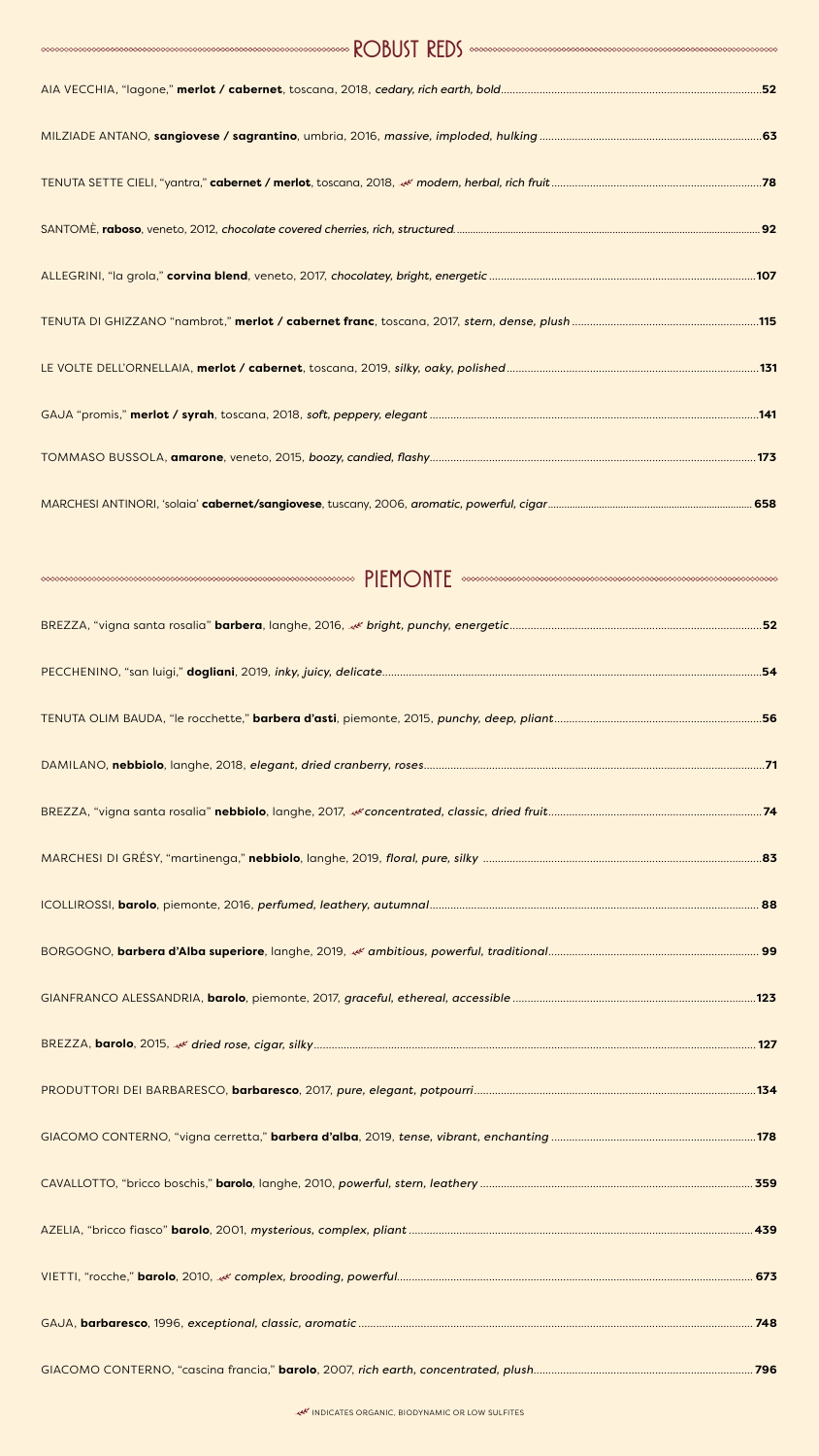## ROBUST REDS

AIA VECCHIA, "lagone," **merlot / cabernet**, toscana, 2018, *cedary, rich earth, bold*......52

MILZIADE ANTANO, **sangiovese / sagrantino**, umbria, 2016, *massive, imploded, hulking*......63

TENUTA SETTE CIELI, "yantra," **cabernet / merlot**, toscana, 2018, ✻ *modern, herbal, rich fruit*......78

SANTOMÈ, **raboso**, veneto, 2012, *chocolate covered cherries, rich, structured*......92

ALLEGRINI, "la grola," **corvina blend**, veneto, 2017, *chocolatey, bright, energetic*......107

TENUTA DI GHIZZANO "nambrot," **merlot / cabernet franc**, toscana, 2017, *stern, dense, plush*......115

LE VOLTE DELL'ORNELLAIA, **merlot / cabernet**, toscana, 2019, *silky, oaky, polished*......131

GAJA "promis," **merlot / syrah**, toscana, 2018, *soft, peppery, elegant*......141

TOMMASO BUSSOLA, **amarone**, veneto, 2015, *boozy, candied, flashy*......173

MARCHESI ANTINORI, 'solaia' **cabernet/sangiovese**, tuscany, 2006, *aromatic, powerful, cigar*......658

## PIEMONTE

BREZZA, "vigna santa rosalia" **barbera**, langhe, 2016, ✻ *bright, punchy, energetic*......52

PECCHENINO, "san luigi," **dogliani**, 2019, *inky, juicy, delicate*......54

TENUTA OLIM BAUDA, "le rocchette," **barbera d'asti**, piemonte, 2015, *punchy, deep, pliant*......56

DAMILANO, **nebbiolo**, langhe, 2018, *elegant, dried cranberry, roses*......71

BREZZA, "vigna santa rosalia" **nebbiolo**, langhe, 2017, ✻ *concentrated, classic, dried fruit*......74

MARCHESI DI GRÉSY, "martinenga," **nebbiolo**, langhe, 2019, *floral, pure, silky*......83

ICOLLIROSSI, **barolo**, piemonte, 2016, *perfumed, leathery, autumnal*......88

BORGOGNO, **barbera d'Alba superiore**, langhe, 2019, ✻ *ambitious, powerful, traditional*......99

GIANFRANCO ALESSANDRIA, **barolo**, piemonte, 2017, *graceful, ethereal, accessible*......123

BREZZA, **barolo**, 2015, ✻ *dried rose, cigar, silky*......127

PRODUTTORI DEI BARBARESCO, **barbaresco**, 2017, *pure, elegant, potpourri*......134

GIACOMO CONTERNO, "vigna cerretta," **barbera d'alba**, 2019, *tense, vibrant, enchanting*......178

CAVALLOTTO, "bricco boschis," **barolo**, langhe, 2010, *powerful, stern, leathery*......359

AZELIA, "bricco fiasco" **barolo**, 2001, *mysterious, complex, pliant*......439

VIETTI, "rocche," **barolo**, 2010, ✻ *complex, brooding, powerful*......673

GAJA, **barbaresco**, 1996, *exceptional, classic, aromatic*......748

GIACOMO CONTERNO, "cascina francia," **barolo**, 2007, *rich earth, concentrated, plush*......796

✻ INDICATES ORGANIC, BIODYNAMIC OR LOW SULFITES